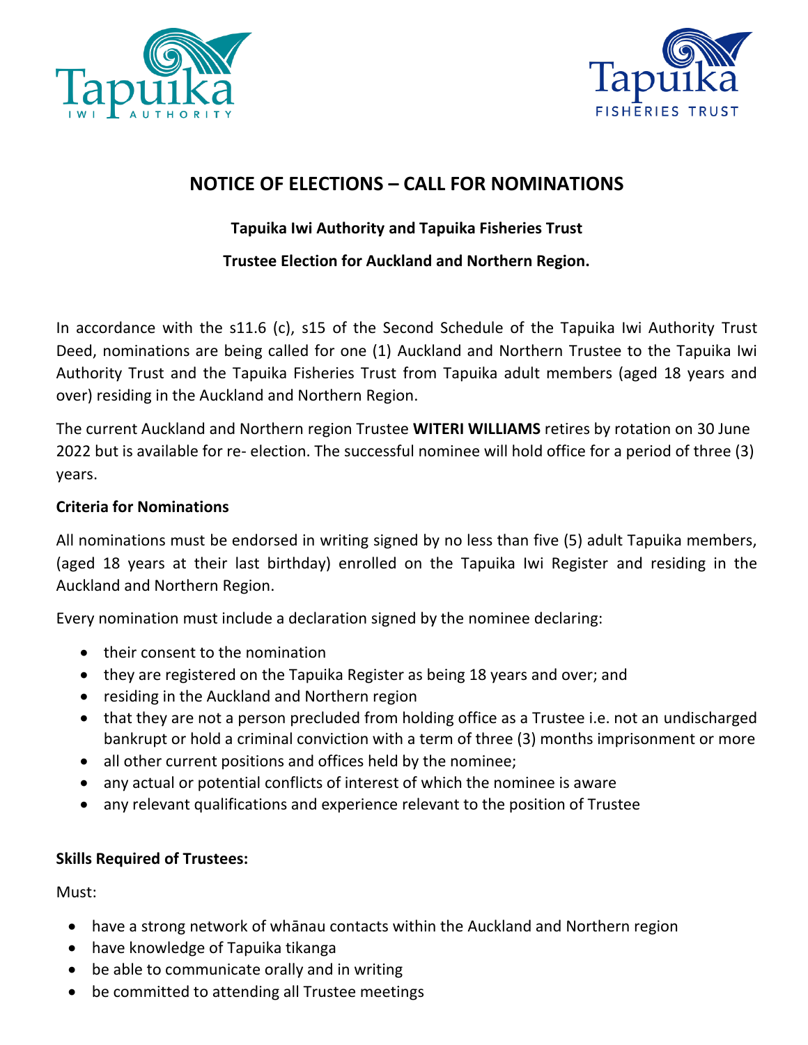Tapuika IWI AUTHORITY

Tapuika FISHERIES TRUST

# NOTICE OF ELECTIONS – CALL FOR NOMINATIONS

**Tapuika Iwi Authority and Tapuika Fisheries Trust**

**Trustee Election for Auckland and Northern Region.**

In accordance with the s11.6 (c), s15 of the Second Schedule of the Tapuika Iwi Authority Trust Deed, nominations are being called for one (1) Auckland and Northern Trustee to the Tapuika Iwi Authority Trust and the Tapuika Fisheries Trust from Tapuika adult members (aged 18 years and over) residing in the Auckland and Northern Region.

The current Auckland and Northern region Trustee **WITERI WILLIAMS** retires by rotation on 30 June 2022 but is available for re- election. The successful nominee will hold office for a period of three (3) years.

**Criteria for Nominations**

All nominations must be endorsed in writing signed by no less than five (5) adult Tapuika members, (aged 18 years at their last birthday) enrolled on the Tapuika Iwi Register and residing in the Auckland and Northern Region.

Every nomination must include a declaration signed by the nominee declaring:

- their consent to the nomination
- they are registered on the Tapuika Register as being 18 years and over; and
- residing in the Auckland and Northern region
- that they are not a person precluded from holding office as a Trustee i.e. not an undischarged bankrupt or hold a criminal conviction with a term of three (3) months imprisonment or more
- all other current positions and offices held by the nominee;
- any actual or potential conflicts of interest of which the nominee is aware
- any relevant qualifications and experience relevant to the position of Trustee

**Skills Required of Trustees:**

Must:

- have a strong network of whānau contacts within the Auckland and Northern region
- have knowledge of Tapuika tikanga
- be able to communicate orally and in writing
- be committed to attending all Trustee meetings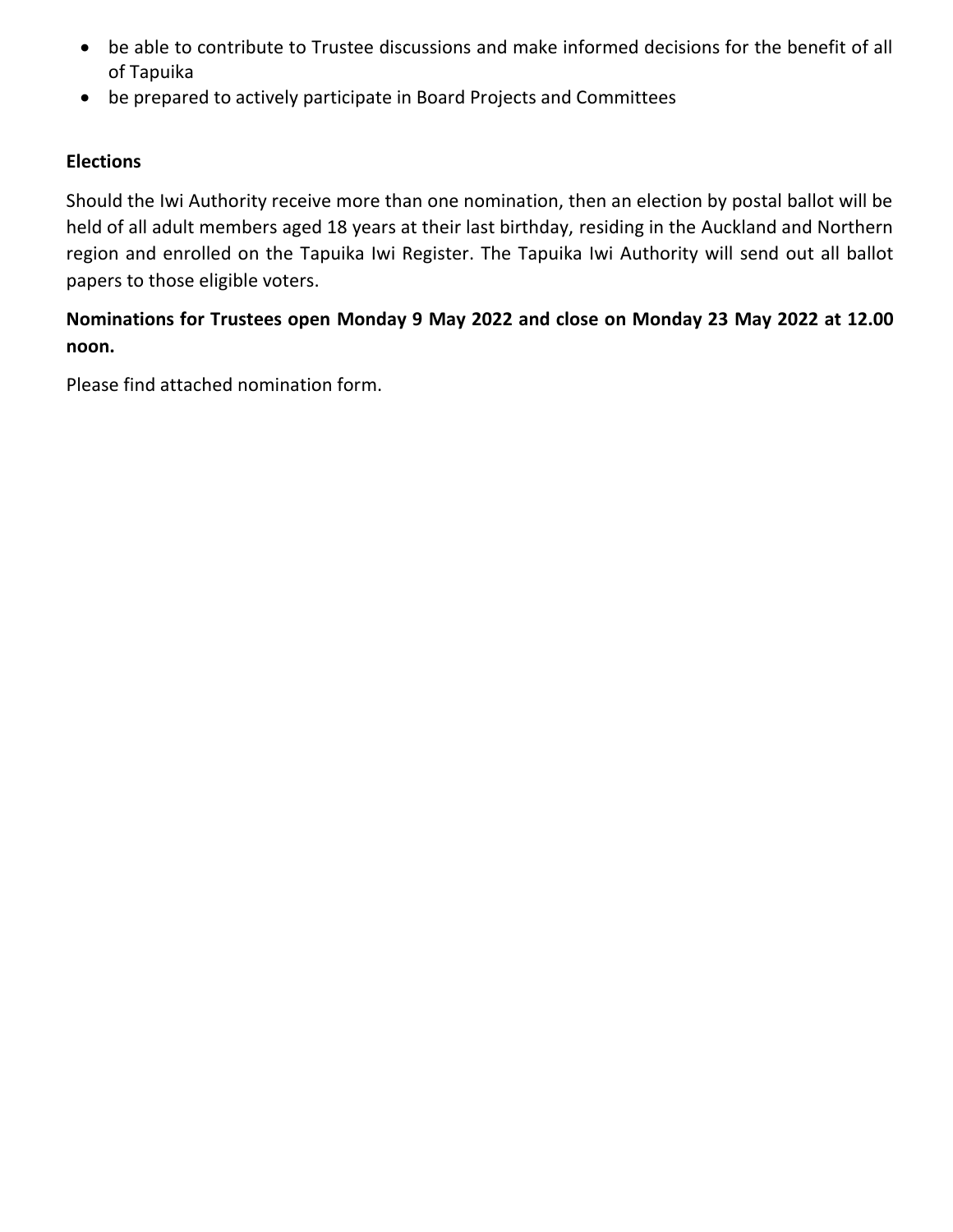- be able to contribute to Trustee discussions and make informed decisions for the benefit of all of Tapuika
- be prepared to actively participate in Board Projects and Committees

**Elections**

Should the Iwi Authority receive more than one nomination, then an election by postal ballot will be held of all adult members aged 18 years at their last birthday, residing in the Auckland and Northern region and enrolled on the Tapuika Iwi Register. The Tapuika Iwi Authority will send out all ballot papers to those eligible voters.

**Nominations for Trustees open Monday 9 May 2022 and close on Monday 23 May 2022 at 12.00 noon.**

Please find attached nomination form.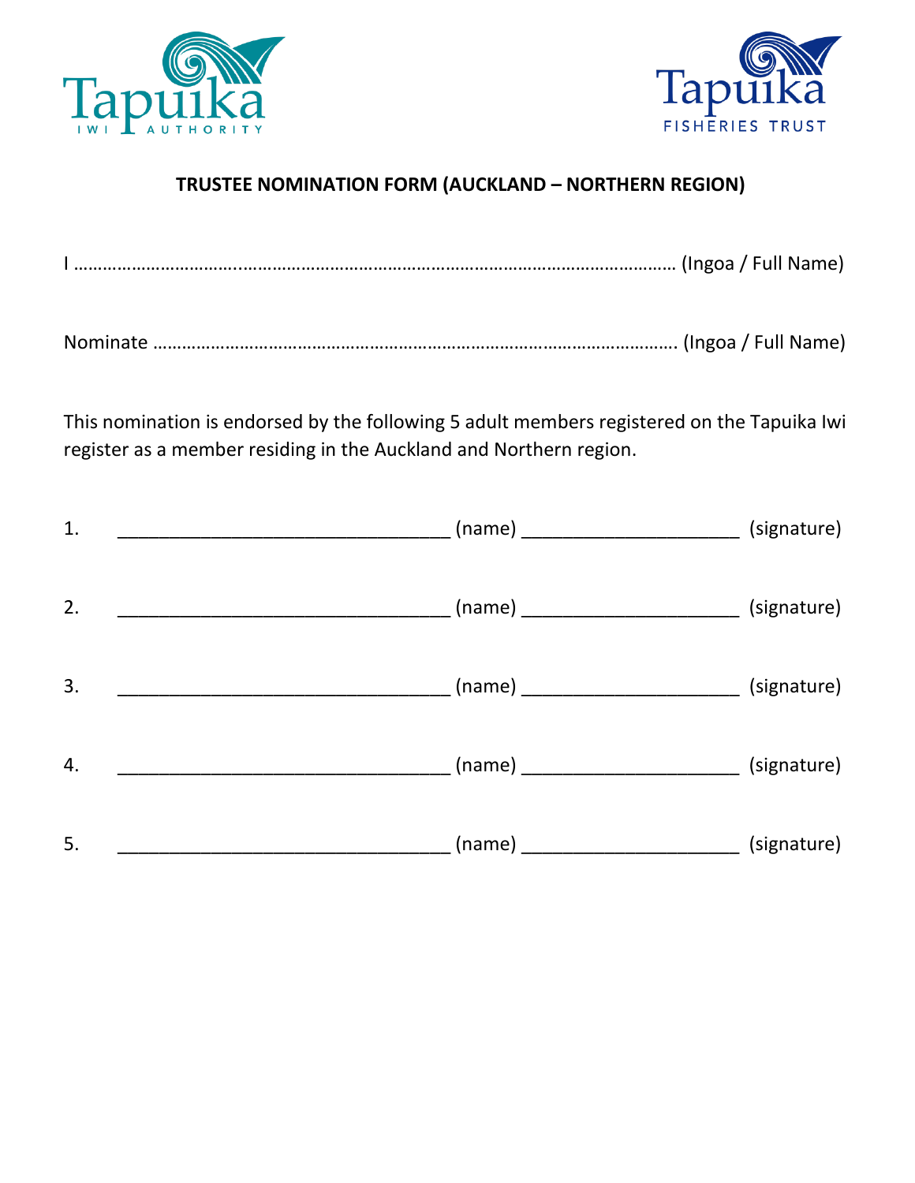Tapuika IWI AUTHORITY

Tapuika FISHERIES TRUST

**TRUSTEE NOMINATION FORM (AUCKLAND – NORTHERN REGION)**

I ………………………………………………………………………………………………………… (Ingoa / Full Name)

Nominate …………………………………………………………………………………………… (Ingoa / Full Name)

This nomination is endorsed by the following 5 adult members registered on the Tapuika Iwi register as a member residing in the Auckland and Northern region.

1. ________________________________ (name) ____________________ (signature)

2. ________________________________ (name) ____________________ (signature)

3. ________________________________ (name) ____________________ (signature)

4. ________________________________ (name) ____________________ (signature)

5. ________________________________ (name) ____________________ (signature)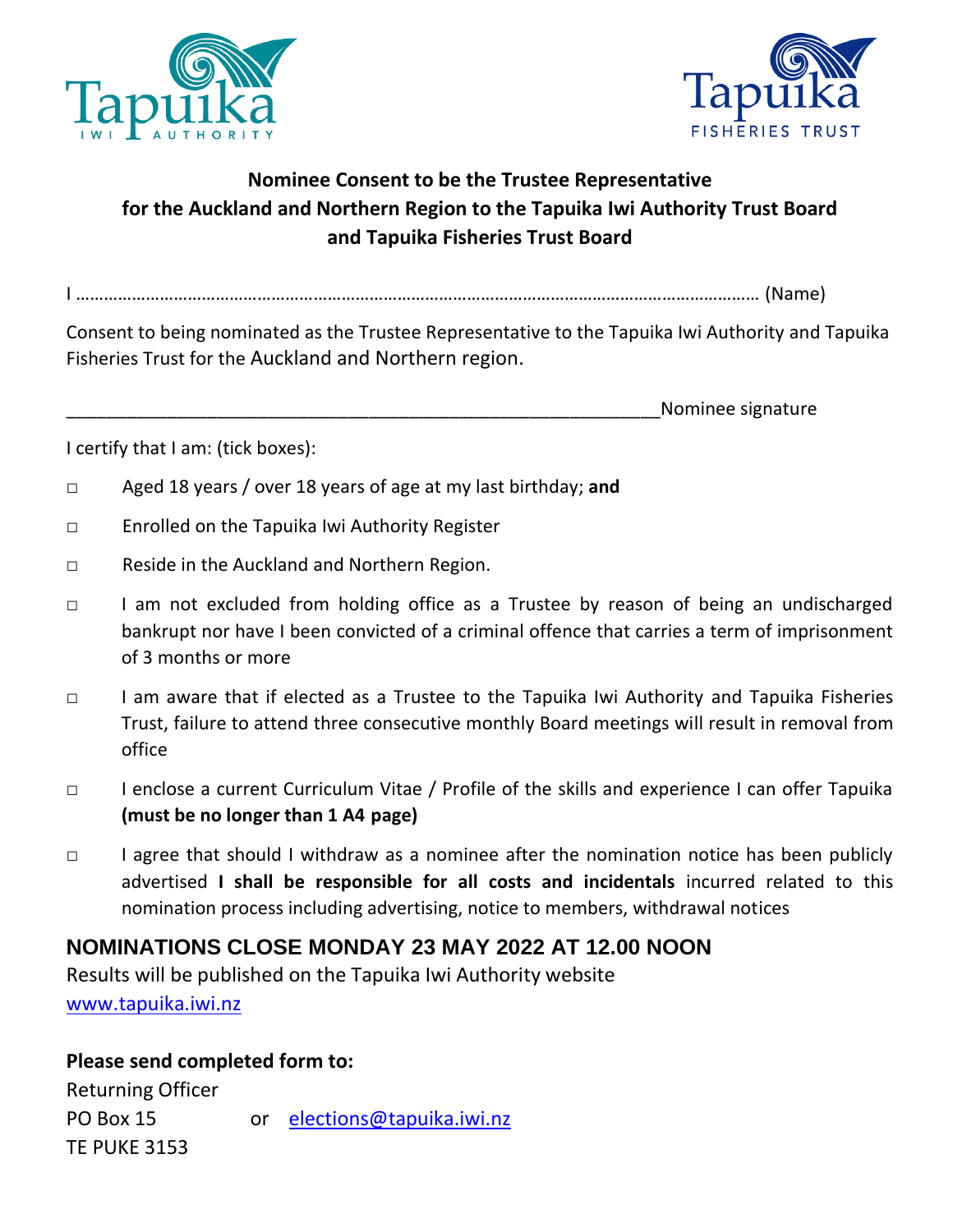Tapuika IWI AUTHORITY

Tapuika FISHERIES TRUST

## Nominee Consent to be the Trustee Representative for the Auckland and Northern Region to the Tapuika Iwi Authority Trust Board and Tapuika Fisheries Trust Board

I ………………………………………………………………………………………………………………………………… (Name)

Consent to being nominated as the Trustee Representative to the Tapuika Iwi Authority and Tapuika Fisheries Trust for the Auckland and Northern region.

_____________________________________________________________Nominee signature

I certify that I am: (tick boxes):

- □ Aged 18 years / over 18 years of age at my last birthday; **and**
- □ Enrolled on the Tapuika Iwi Authority Register
- □ Reside in the Auckland and Northern Region.
- □ I am not excluded from holding office as a Trustee by reason of being an undischarged bankrupt nor have I been convicted of a criminal offence that carries a term of imprisonment of 3 months or more
- □ I am aware that if elected as a Trustee to the Tapuika Iwi Authority and Tapuika Fisheries Trust, failure to attend three consecutive monthly Board meetings will result in removal from office
- □ I enclose a current Curriculum Vitae / Profile of the skills and experience I can offer Tapuika **(must be no longer than 1 A4 page)**
- □ I agree that should I withdraw as a nominee after the nomination notice has been publicly advertised **I shall be responsible for all costs and incidentals** incurred related to this nomination process including advertising, notice to members, withdrawal notices

## NOMINATIONS CLOSE MONDAY 23 MAY 2022 AT 12.00 NOON

Results will be published on the Tapuika Iwi Authority website
www.tapuika.iwi.nz

**Please send completed form to:**

Returning Officer
PO Box 15 or elections@tapuika.iwi.nz
TE PUKE 3153